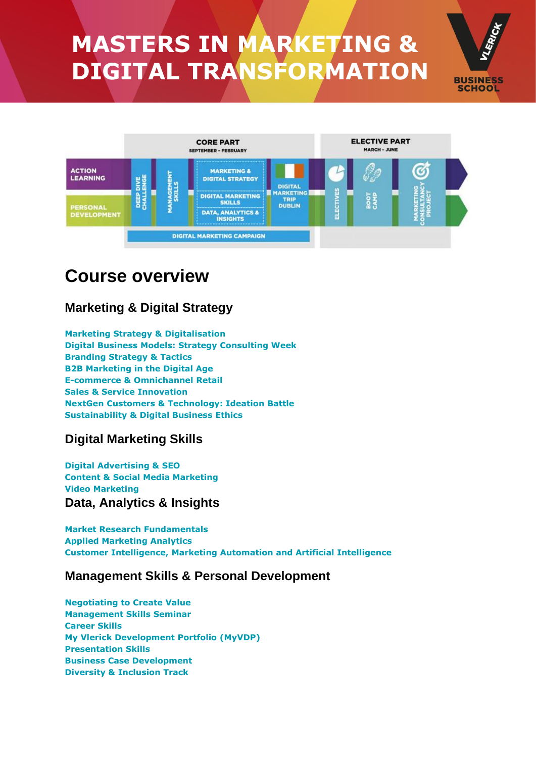# MASTERS IN MARKETING & DIGITAL TRANSFORMATION

## Course overview

### Marketing & Digital Strategy

**Marketing Strategy & Digitalisation**
**Digital Business Models: Strategy Consulting Week**
**Branding Strategy & Tactics**
**B2B Marketing in the Digital Age**
**E-commerce & Omnichannel Retail**
**Sales & Service Innovation**
**NextGen Customers & Technology: Ideation Battle**
**Sustainability & Digital Business Ethics**

### Digital Marketing Skills

**Digital Advertising & SEO**
**Content & Social Media Marketing**
**Video Marketing**

### Data, Analytics & Insights

**Market Research Fundamentals**
**Applied Marketing Analytics**
**Customer Intelligence, Marketing Automation and Artificial Intelligence**

### Management Skills & Personal Development

**Negotiating to Create Value**
**Management Skills Seminar**
**Career Skills**
**My Vlerick Development Portfolio (MyVDP)**
**Presentation Skills**
**Business Case Development**
**Diversity & Inclusion Track**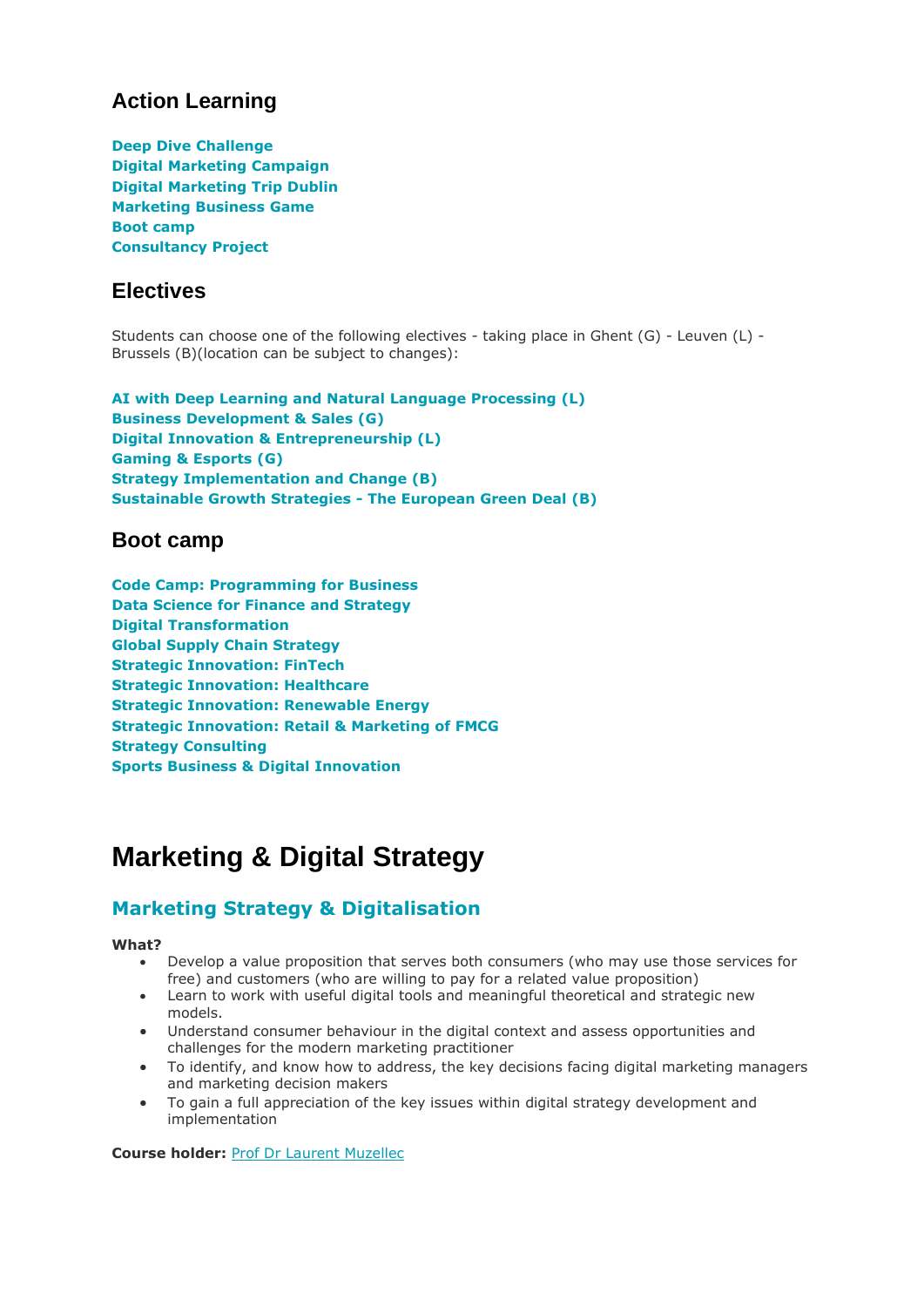## Action Learning

**Deep Dive Challenge**
**Digital Marketing Campaign**
**Digital Marketing Trip Dublin**
**Marketing Business Game**
**Boot camp**
**Consultancy Project**

## Electives

Students can choose one of the following electives - taking place in Ghent (G) - Leuven (L) - Brussels (B)(location can be subject to changes):

**AI with Deep Learning and Natural Language Processing (L)**
**Business Development & Sales (G)**
**Digital Innovation & Entrepreneurship (L)**
**Gaming & Esports (G)**
**Strategy Implementation and Change (B)**
**Sustainable Growth Strategies - The European Green Deal (B)**

## Boot camp

**Code Camp: Programming for Business**
**Data Science for Finance and Strategy**
**Digital Transformation**
**Global Supply Chain Strategy**
**Strategic Innovation: FinTech**
**Strategic Innovation: Healthcare**
**Strategic Innovation: Renewable Energy**
**Strategic Innovation: Retail & Marketing of FMCG**
**Strategy Consulting**
**Sports Business & Digital Innovation**

# Marketing & Digital Strategy

## Marketing Strategy & Digitalisation

**What?**

- Develop a value proposition that serves both consumers (who may use those services for free) and customers (who are willing to pay for a related value proposition)
- Learn to work with useful digital tools and meaningful theoretical and strategic new models.
- Understand consumer behaviour in the digital context and assess opportunities and challenges for the modern marketing practitioner
- To identify, and know how to address, the key decisions facing digital marketing managers and marketing decision makers
- To gain a full appreciation of the key issues within digital strategy development and implementation

**Course holder:** Prof Dr Laurent Muzellec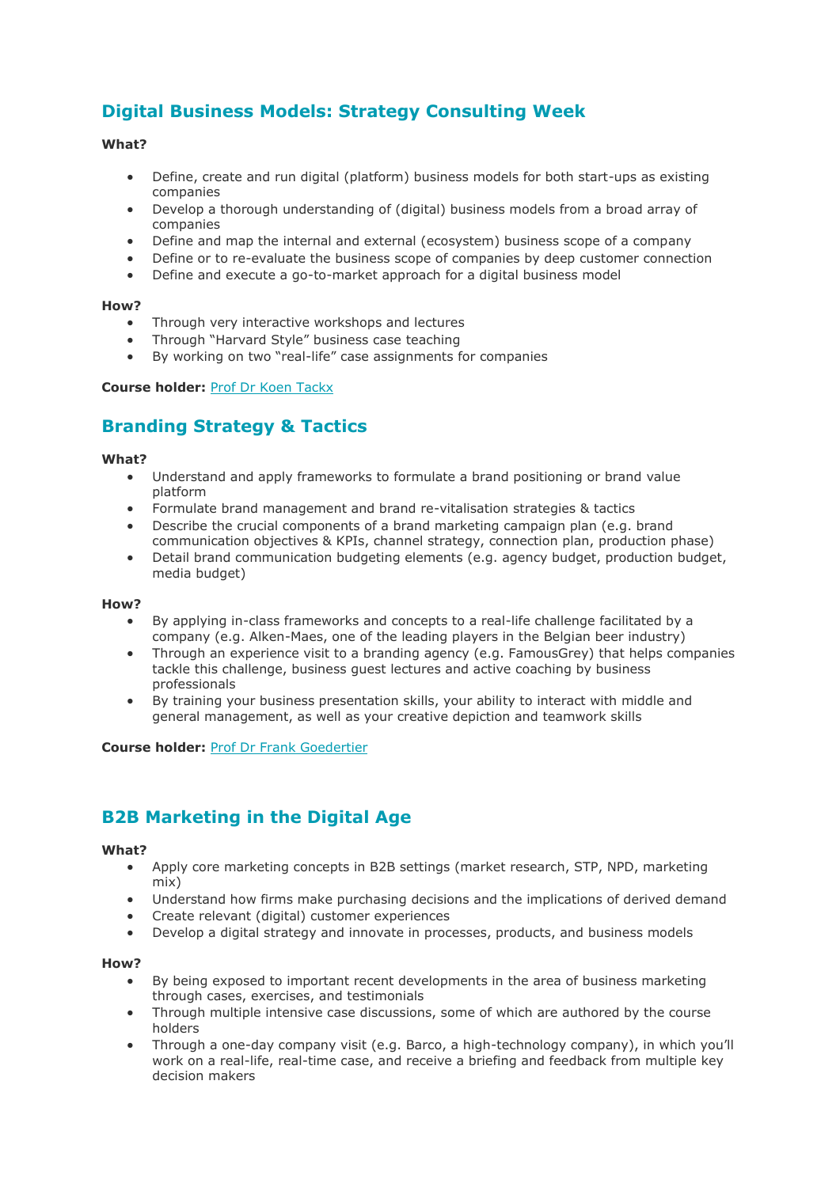## Digital Business Models: Strategy Consulting Week

**What?**

- Define, create and run digital (platform) business models for both start-ups as existing companies
- Develop a thorough understanding of (digital) business models from a broad array of companies
- Define and map the internal and external (ecosystem) business scope of a company
- Define or to re-evaluate the business scope of companies by deep customer connection
- Define and execute a go-to-market approach for a digital business model

**How?**

- Through very interactive workshops and lectures
- Through "Harvard Style" business case teaching
- By working on two "real-life" case assignments for companies

**Course holder:** Prof Dr Koen Tackx

## Branding Strategy & Tactics

**What?**

- Understand and apply frameworks to formulate a brand positioning or brand value platform
- Formulate brand management and brand re-vitalisation strategies & tactics
- Describe the crucial components of a brand marketing campaign plan (e.g. brand communication objectives & KPIs, channel strategy, connection plan, production phase)
- Detail brand communication budgeting elements (e.g. agency budget, production budget, media budget)

**How?**

- By applying in-class frameworks and concepts to a real-life challenge facilitated by a company (e.g. Alken-Maes, one of the leading players in the Belgian beer industry)
- Through an experience visit to a branding agency (e.g. FamousGrey) that helps companies tackle this challenge, business guest lectures and active coaching by business professionals
- By training your business presentation skills, your ability to interact with middle and general management, as well as your creative depiction and teamwork skills

**Course holder:** Prof Dr Frank Goedertier

## B2B Marketing in the Digital Age

**What?**

- Apply core marketing concepts in B2B settings (market research, STP, NPD, marketing mix)
- Understand how firms make purchasing decisions and the implications of derived demand
- Create relevant (digital) customer experiences
- Develop a digital strategy and innovate in processes, products, and business models

**How?**

- By being exposed to important recent developments in the area of business marketing through cases, exercises, and testimonials
- Through multiple intensive case discussions, some of which are authored by the course holders
- Through a one-day company visit (e.g. Barco, a high-technology company), in which you'll work on a real-life, real-time case, and receive a briefing and feedback from multiple key decision makers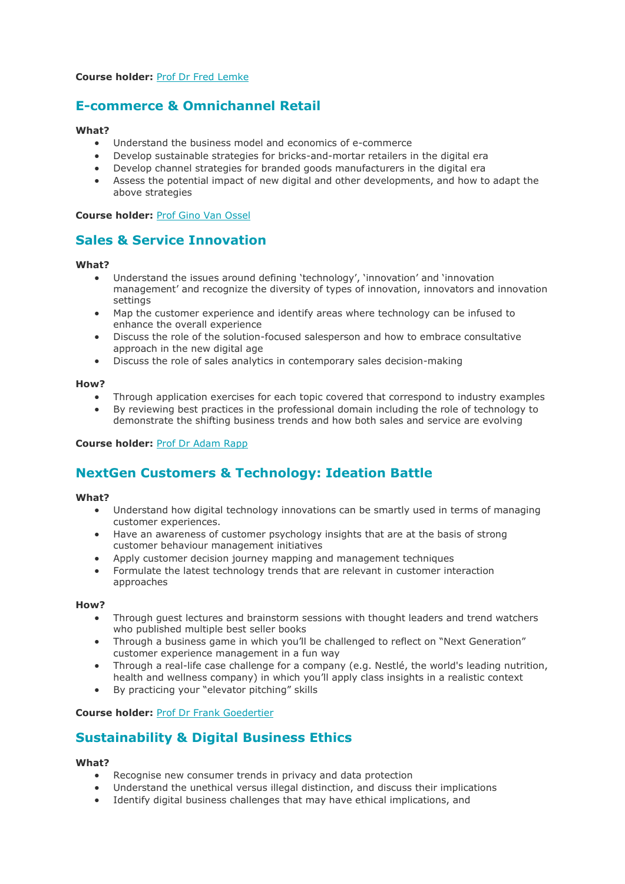**Course holder:** [Prof Dr Fred Lemke]

## E-commerce & Omnichannel Retail

**What?**

- Understand the business model and economics of e-commerce
- Develop sustainable strategies for bricks-and-mortar retailers in the digital era
- Develop channel strategies for branded goods manufacturers in the digital era
- Assess the potential impact of new digital and other developments, and how to adapt the above strategies

**Course holder:** [Prof Gino Van Ossel]

## Sales & Service Innovation

**What?**

- Understand the issues around defining 'technology', 'innovation' and 'innovation management' and recognize the diversity of types of innovation, innovators and innovation settings
- Map the customer experience and identify areas where technology can be infused to enhance the overall experience
- Discuss the role of the solution-focused salesperson and how to embrace consultative approach in the new digital age
- Discuss the role of sales analytics in contemporary sales decision-making

**How?**

- Through application exercises for each topic covered that correspond to industry examples
- By reviewing best practices in the professional domain including the role of technology to demonstrate the shifting business trends and how both sales and service are evolving

**Course holder:** [Prof Dr Adam Rapp]

## NextGen Customers & Technology: Ideation Battle

**What?**

- Understand how digital technology innovations can be smartly used in terms of managing customer experiences.
- Have an awareness of customer psychology insights that are at the basis of strong customer behaviour management initiatives
- Apply customer decision journey mapping and management techniques
- Formulate the latest technology trends that are relevant in customer interaction approaches

**How?**

- Through guest lectures and brainstorm sessions with thought leaders and trend watchers who published multiple best seller books
- Through a business game in which you'll be challenged to reflect on "Next Generation" customer experience management in a fun way
- Through a real-life case challenge for a company (e.g. Nestlé, the world's leading nutrition, health and wellness company) in which you'll apply class insights in a realistic context
- By practicing your "elevator pitching" skills

**Course holder:** [Prof Dr Frank Goedertier]

## Sustainability & Digital Business Ethics

**What?**

- Recognise new consumer trends in privacy and data protection
- Understand the unethical versus illegal distinction, and discuss their implications
- Identify digital business challenges that may have ethical implications, and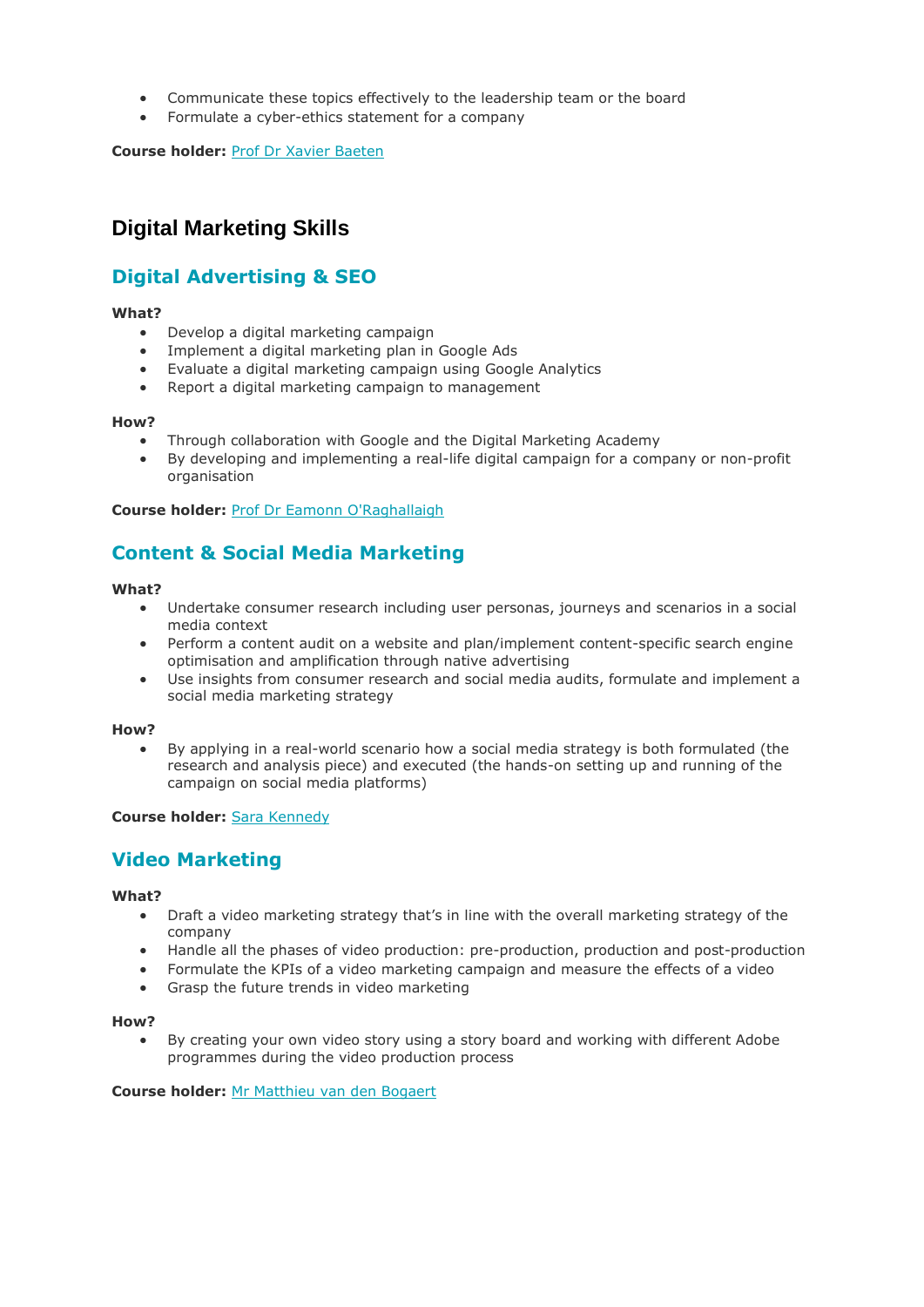- Communicate these topics effectively to the leadership team or the board
- Formulate a cyber-ethics statement for a company

**Course holder:** Prof Dr Xavier Baeten

## Digital Marketing Skills

### Digital Advertising & SEO

**What?**

- Develop a digital marketing campaign
- Implement a digital marketing plan in Google Ads
- Evaluate a digital marketing campaign using Google Analytics
- Report a digital marketing campaign to management

**How?**

- Through collaboration with Google and the Digital Marketing Academy
- By developing and implementing a real-life digital campaign for a company or non-profit organisation

**Course holder:** Prof Dr Eamonn O'Raghallaigh

### Content & Social Media Marketing

**What?**

- Undertake consumer research including user personas, journeys and scenarios in a social media context
- Perform a content audit on a website and plan/implement content-specific search engine optimisation and amplification through native advertising
- Use insights from consumer research and social media audits, formulate and implement a social media marketing strategy

**How?**

- By applying in a real-world scenario how a social media strategy is both formulated (the research and analysis piece) and executed (the hands-on setting up and running of the campaign on social media platforms)

**Course holder:** Sara Kennedy

### Video Marketing

**What?**

- Draft a video marketing strategy that's in line with the overall marketing strategy of the company
- Handle all the phases of video production: pre-production, production and post-production
- Formulate the KPIs of a video marketing campaign and measure the effects of a video
- Grasp the future trends in video marketing

**How?**

- By creating your own video story using a story board and working with different Adobe programmes during the video production process

**Course holder:** Mr Matthieu van den Bogaert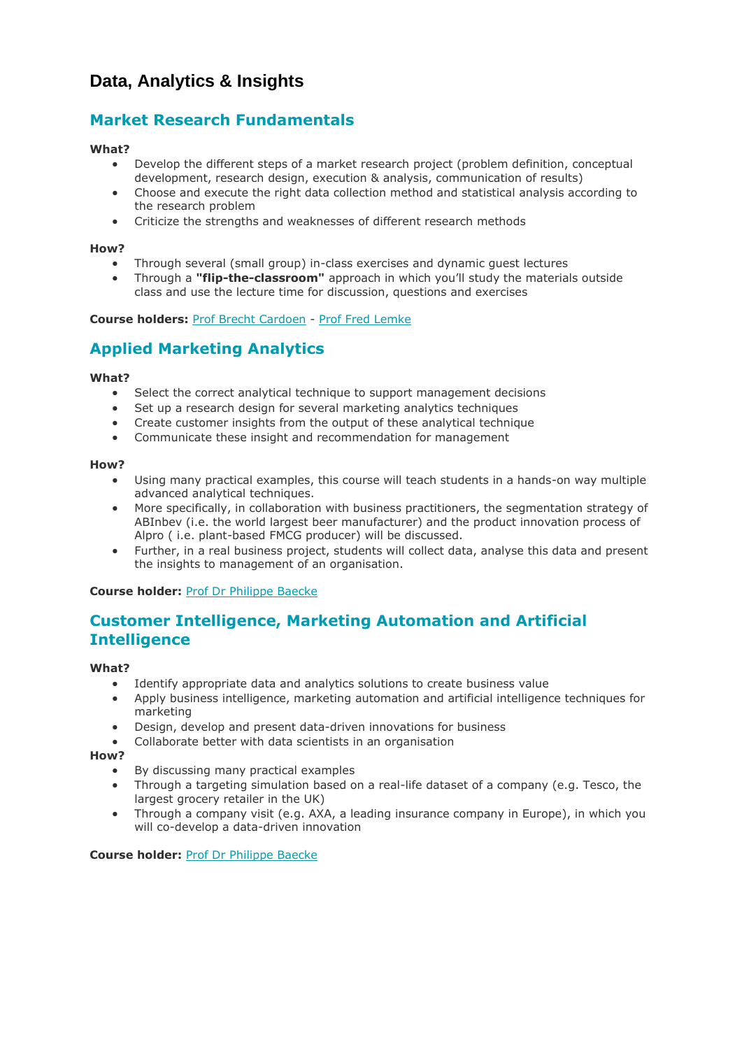# Data, Analytics & Insights

## Market Research Fundamentals

**What?**

- Develop the different steps of a market research project (problem definition, conceptual development, research design, execution & analysis, communication of results)
- Choose and execute the right data collection method and statistical analysis according to the research problem
- Criticize the strengths and weaknesses of different research methods

**How?**

- Through several (small group) in-class exercises and dynamic guest lectures
- Through a **"flip-the-classroom"** approach in which you'll study the materials outside class and use the lecture time for discussion, questions and exercises

**Course holders:** Prof Brecht Cardoen - Prof Fred Lemke

## Applied Marketing Analytics

**What?**

- Select the correct analytical technique to support management decisions
- Set up a research design for several marketing analytics techniques
- Create customer insights from the output of these analytical technique
- Communicate these insight and recommendation for management

**How?**

- Using many practical examples, this course will teach students in a hands-on way multiple advanced analytical techniques.
- More specifically, in collaboration with business practitioners, the segmentation strategy of ABInbev (i.e. the world largest beer manufacturer) and the product innovation process of Alpro ( i.e. plant-based FMCG producer) will be discussed.
- Further, in a real business project, students will collect data, analyse this data and present the insights to management of an organisation.

**Course holder:** Prof Dr Philippe Baecke

## Customer Intelligence, Marketing Automation and Artificial Intelligence

**What?**

- Identify appropriate data and analytics solutions to create business value
- Apply business intelligence, marketing automation and artificial intelligence techniques for marketing
- Design, develop and present data-driven innovations for business
- Collaborate better with data scientists in an organisation

**How?**

- By discussing many practical examples
- Through a targeting simulation based on a real-life dataset of a company (e.g. Tesco, the largest grocery retailer in the UK)
- Through a company visit (e.g. AXA, a leading insurance company in Europe), in which you will co-develop a data-driven innovation

**Course holder:** Prof Dr Philippe Baecke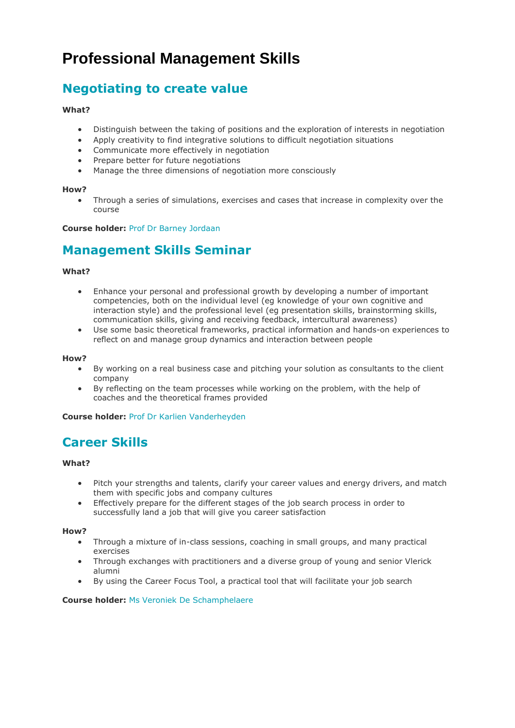# Professional Management Skills

## Negotiating to create value

**What?**

- Distinguish between the taking of positions and the exploration of interests in negotiation
- Apply creativity to find integrative solutions to difficult negotiation situations
- Communicate more effectively in negotiation
- Prepare better for future negotiations
- Manage the three dimensions of negotiation more consciously

**How?**

- Through a series of simulations, exercises and cases that increase in complexity over the course

**Course holder:** Prof Dr Barney Jordaan

## Management Skills Seminar

**What?**

- Enhance your personal and professional growth by developing a number of important competencies, both on the individual level (eg knowledge of your own cognitive and interaction style) and the professional level (eg presentation skills, brainstorming skills, communication skills, giving and receiving feedback, intercultural awareness)
- Use some basic theoretical frameworks, practical information and hands-on experiences to reflect on and manage group dynamics and interaction between people

**How?**

- By working on a real business case and pitching your solution as consultants to the client company
- By reflecting on the team processes while working on the problem, with the help of coaches and the theoretical frames provided

**Course holder:** Prof Dr Karlien Vanderheyden

## Career Skills

**What?**

- Pitch your strengths and talents, clarify your career values and energy drivers, and match them with specific jobs and company cultures
- Effectively prepare for the different stages of the job search process in order to successfully land a job that will give you career satisfaction

**How?**

- Through a mixture of in-class sessions, coaching in small groups, and many practical exercises
- Through exchanges with practitioners and a diverse group of young and senior Vlerick alumni
- By using the Career Focus Tool, a practical tool that will facilitate your job search

**Course holder:** Ms Veroniek De Schamphelaere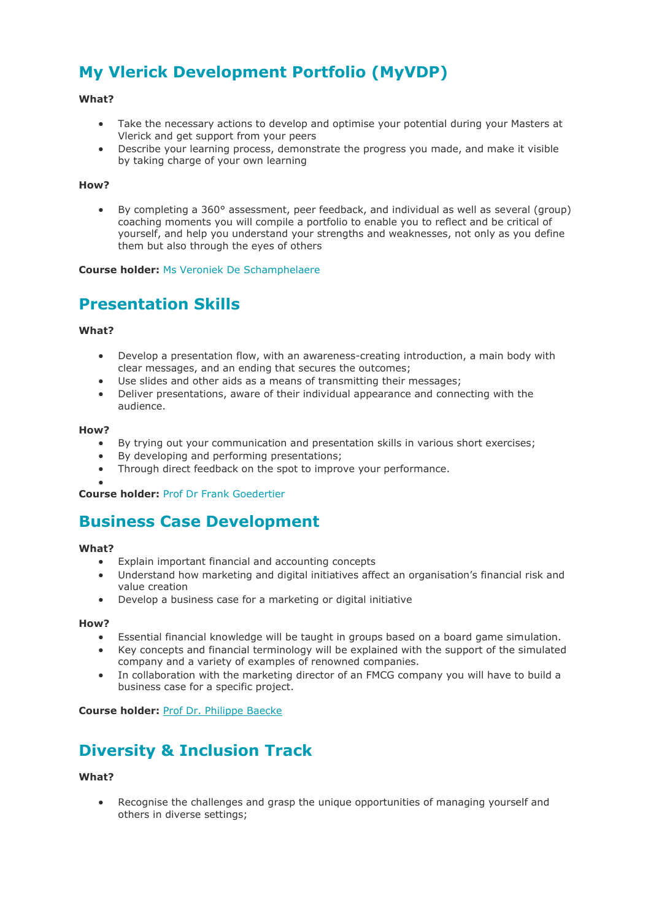## My Vlerick Development Portfolio (MyVDP)

**What?**

- Take the necessary actions to develop and optimise your potential during your Masters at Vlerick and get support from your peers
- Describe your learning process, demonstrate the progress you made, and make it visible by taking charge of your own learning

**How?**

- By completing a 360° assessment, peer feedback, and individual as well as several (group) coaching moments you will compile a portfolio to enable you to reflect and be critical of yourself, and help you understand your strengths and weaknesses, not only as you define them but also through the eyes of others

**Course holder:** Ms Veroniek De Schamphelaere

## Presentation Skills

**What?**

- Develop a presentation flow, with an awareness-creating introduction, a main body with clear messages, and an ending that secures the outcomes;
- Use slides and other aids as a means of transmitting their messages;
- Deliver presentations, aware of their individual appearance and connecting with the audience.

**How?**

- By trying out your communication and presentation skills in various short exercises;
- By developing and performing presentations;
- Through direct feedback on the spot to improve your performance.

**Course holder:** Prof Dr Frank Goedertier

## Business Case Development

**What?**

- Explain important financial and accounting concepts
- Understand how marketing and digital initiatives affect an organisation's financial risk and value creation
- Develop a business case for a marketing or digital initiative

**How?**

- Essential financial knowledge will be taught in groups based on a board game simulation.
- Key concepts and financial terminology will be explained with the support of the simulated company and a variety of examples of renowned companies.
- In collaboration with the marketing director of an FMCG company you will have to build a business case for a specific project.

**Course holder:** Prof Dr. Philippe Baecke

## Diversity & Inclusion Track

**What?**

- Recognise the challenges and grasp the unique opportunities of managing yourself and others in diverse settings;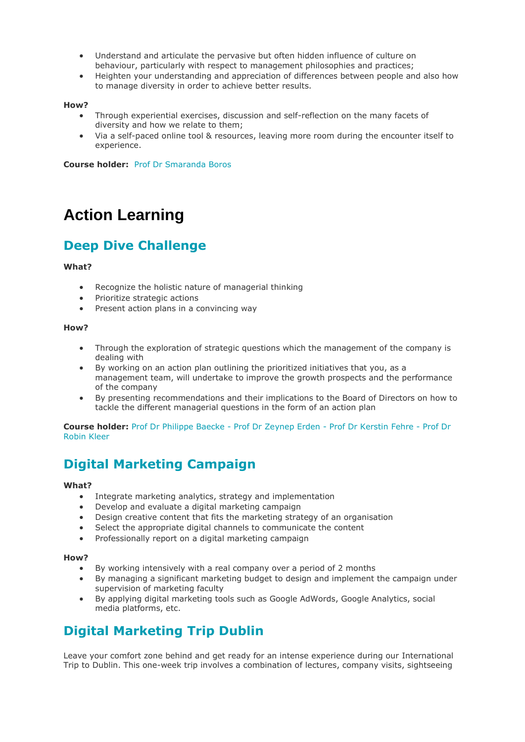- Understand and articulate the pervasive but often hidden influence of culture on behaviour, particularly with respect to management philosophies and practices;
- Heighten your understanding and appreciation of differences between people and also how to manage diversity in order to achieve better results.

**How?**

- Through experiential exercises, discussion and self-reflection on the many facets of diversity and how we relate to them;
- Via a self-paced online tool & resources, leaving more room during the encounter itself to experience.

**Course holder:** Prof Dr Smaranda Boros

# Action Learning

## Deep Dive Challenge

**What?**

- Recognize the holistic nature of managerial thinking
- Prioritize strategic actions
- Present action plans in a convincing way

**How?**

- Through the exploration of strategic questions which the management of the company is dealing with
- By working on an action plan outlining the prioritized initiatives that you, as a management team, will undertake to improve the growth prospects and the performance of the company
- By presenting recommendations and their implications to the Board of Directors on how to tackle the different managerial questions in the form of an action plan

**Course holder:** Prof Dr Philippe Baecke - Prof Dr Zeynep Erden - Prof Dr Kerstin Fehre - Prof Dr Robin Kleer

## Digital Marketing Campaign

**What?**

- Integrate marketing analytics, strategy and implementation
- Develop and evaluate a digital marketing campaign
- Design creative content that fits the marketing strategy of an organisation
- Select the appropriate digital channels to communicate the content
- Professionally report on a digital marketing campaign

**How?**

- By working intensively with a real company over a period of 2 months
- By managing a significant marketing budget to design and implement the campaign under supervision of marketing faculty
- By applying digital marketing tools such as Google AdWords, Google Analytics, social media platforms, etc.

## Digital Marketing Trip Dublin

Leave your comfort zone behind and get ready for an intense experience during our International Trip to Dublin. This one-week trip involves a combination of lectures, company visits, sightseeing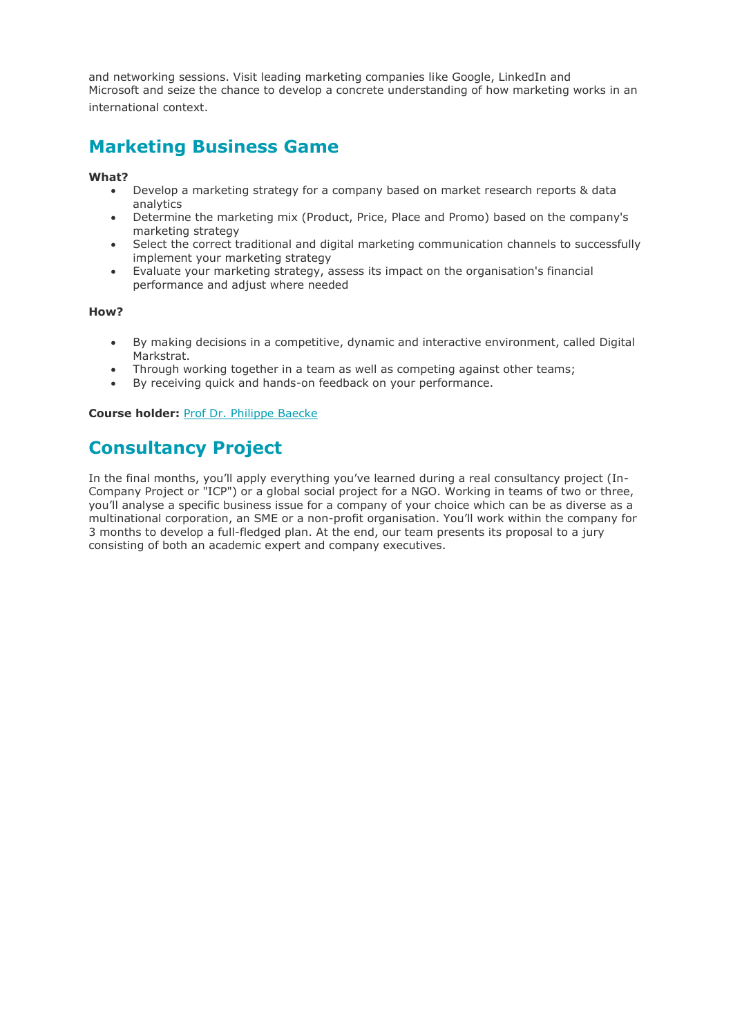and networking sessions. Visit leading marketing companies like Google, LinkedIn and Microsoft and seize the chance to develop a concrete understanding of how marketing works in an international context.

## Marketing Business Game

**What?**

- Develop a marketing strategy for a company based on market research reports & data analytics
- Determine the marketing mix (Product, Price, Place and Promo) based on the company's marketing strategy
- Select the correct traditional and digital marketing communication channels to successfully implement your marketing strategy
- Evaluate your marketing strategy, assess its impact on the organisation's financial performance and adjust where needed

**How?**

- By making decisions in a competitive, dynamic and interactive environment, called Digital Markstrat.
- Through working together in a team as well as competing against other teams;
- By receiving quick and hands-on feedback on your performance.

**Course holder:** Prof Dr. Philippe Baecke

## Consultancy Project

In the final months, you'll apply everything you've learned during a real consultancy project (In-Company Project or "ICP") or a global social project for a NGO. Working in teams of two or three, you'll analyse a specific business issue for a company of your choice which can be as diverse as a multinational corporation, an SME or a non-profit organisation. You'll work within the company for 3 months to develop a full-fledged plan. At the end, our team presents its proposal to a jury consisting of both an academic expert and company executives.